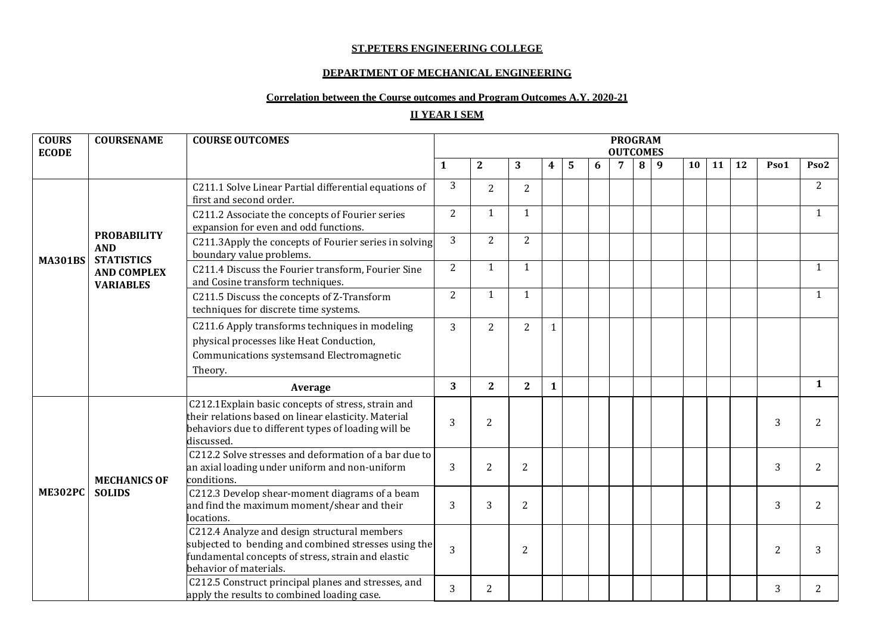**ST.PETERS ENGINEERING COLLEGE**

**DEPARTMENT OF MECHANICAL ENGINEERING**

**Correlation between the Course outcomes and Program Outcomes A.Y. 2020-21**

**II YEAR I SEM**

| COURSECODE | COURSENAME | COURSE OUTCOMES | PROGRAM OUTCOMES | | | | | | | | | | | | | |
|---|---|---|---|---|---|---|---|---|---|---|---|---|---|---|---|---|
| | | | 1 | 2 | 3 | 4 | 5 | 6 | 7 | 8 | 9 | 10 | 11 | 12 | Pso1 | Pso2 |
| MA301BS | PROBABILITY AND STATISTICS AND COMPLEX VARIABLES | C211.1 Solve Linear Partial differential equations of first and second order. | 3 | 2 | 2 | | | | | | | | | | | 2 |
| | | C211.2 Associate the concepts of Fourier series expansion for even and odd functions. | 2 | 1 | 1 | | | | | | | | | | | 1 |
| | | C211.3Apply the concepts of Fourier series in solving boundary value problems. | 3 | 2 | 2 | | | | | | | | | | | |
| | | C211.4 Discuss the Fourier transform, Fourier Sine and Cosine transform techniques. | 2 | 1 | 1 | | | | | | | | | | | 1 |
| | | C211.5 Discuss the concepts of Z-Transform techniques for discrete time systems. | 2 | 1 | 1 | | | | | | | | | | | 1 |
| | | C211.6 Apply transforms techniques in modeling physical processes like Heat Conduction, Communications systemsand Electromagnetic Theory. | 3 | 2 | 2 | 1 | | | | | | | | | | |
| | | **Average** | **3** | **2** | **2** | **1** | | | | | | | | | | **1** |
| ME302PC | MECHANICS OF SOLIDS | C212.1Explain basic concepts of stress, strain and their relations based on linear elasticity. Material behaviors due to different types of loading will be discussed. | 3 | 2 | | | | | | | | | | | 3 | 2 |
| | | C212.2 Solve stresses and deformation of a bar due to an axial loading under uniform and non-uniform conditions. | 3 | 2 | 2 | | | | | | | | | | 3 | 2 |
| | | C212.3 Develop shear-moment diagrams of a beam and find the maximum moment/shear and their locations. | 3 | 3 | 2 | | | | | | | | | | 3 | 2 |
| | | C212.4 Analyze and design structural members subjected to bending and combined stresses using the fundamental concepts of stress, strain and elastic behavior of materials. | 3 | | 2 | | | | | | | | | | 2 | 3 |
| | | C212.5 Construct principal planes and stresses, and apply the results to combined loading case. | 3 | 2 | | | | | | | | | | | 3 | 2 |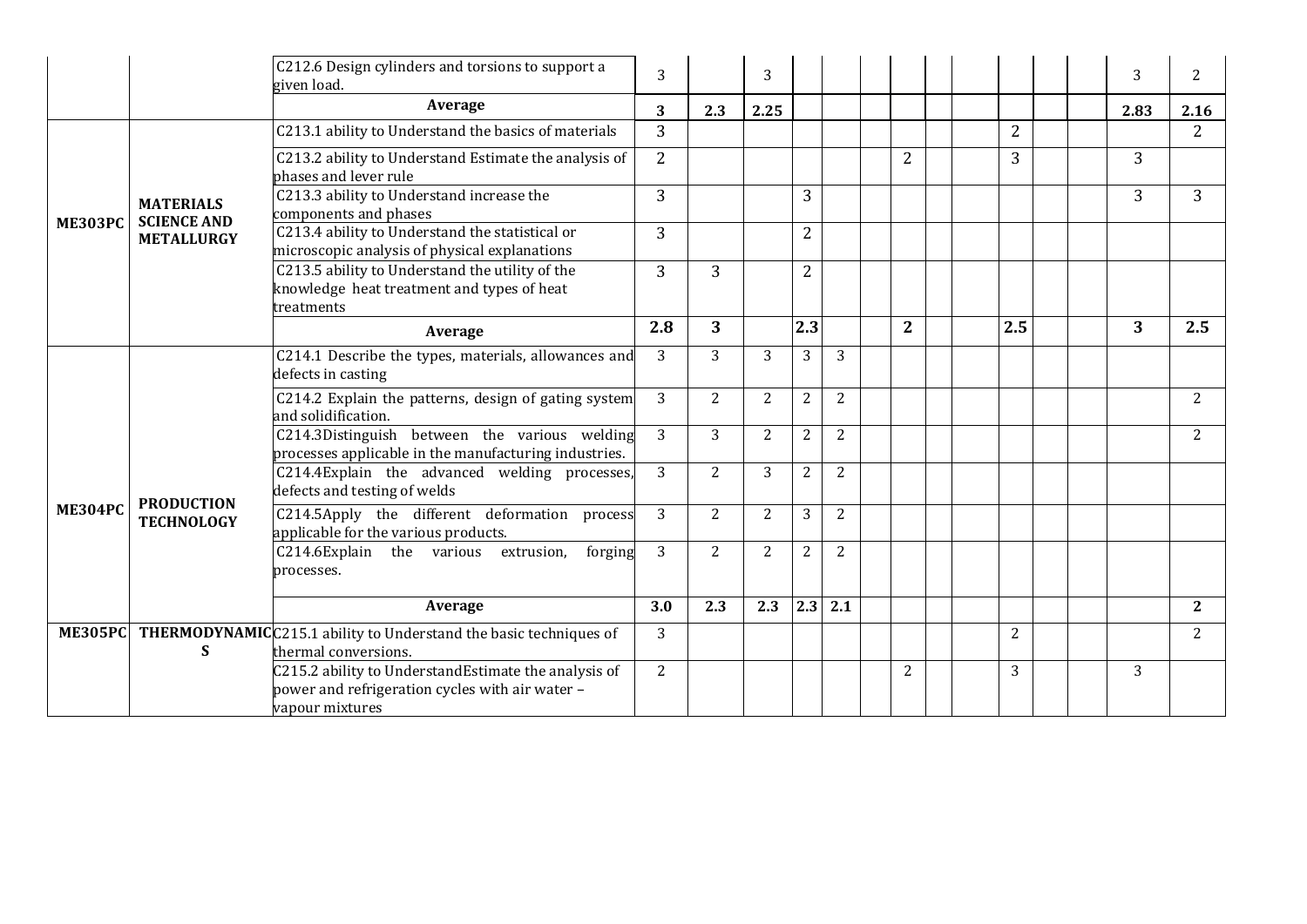| | | | | | | | | | | | | | | | | |
|---|---|---|---|---|---|---|---|---|---|---|---|---|---|---|---|---|
| | | C212.6 Design cylinders and torsions to support a given load. | 3 | | 3 | | | | | | | | | | 3 | 2 |
| | | **Average** | **3** | **2.3** | **2.25** | | | | | | | | | | **2.83** | **2.16** |
| **ME303PC** | **MATERIALS SCIENCE AND METALLURGY** | C213.1 ability to Understand the basics of materials | 3 | | | | | | | | | 2 | | | | 2 |
| | | C213.2 ability to Understand Estimate the analysis of phases and lever rule | 2 | | | | | | 2 | | | 3 | | | 3 | |
| | | C213.3 ability to Understand increase the components and phases | 3 | | | 3 | | | | | | | | | 3 | 3 |
| | | C213.4 ability to Understand the statistical or microscopic analysis of physical explanations | 3 | | | 2 | | | | | | | | | | |
| | | C213.5 ability to Understand the utility of the knowledge heat treatment and types of heat treatments | 3 | 3 | | 2 | | | | | | | | | | |
| | | **Average** | **2.8** | **3** | | **2.3** | | | **2** | | | **2.5** | | | **3** | **2.5** |
| **ME304PC** | **PRODUCTION TECHNOLOGY** | C214.1 Describe the types, materials, allowances and defects in casting | 3 | 3 | 3 | 3 | 3 | | | | | | | | | |
| | | C214.2 Explain the patterns, design of gating system and solidification. | 3 | 2 | 2 | 2 | 2 | | | | | | | | | 2 |
| | | C214.3Distinguish between the various welding processes applicable in the manufacturing industries. | 3 | 3 | 2 | 2 | 2 | | | | | | | | | 2 |
| | | C214.4Explain the advanced welding processes, defects and testing of welds | 3 | 2 | 3 | 2 | 2 | | | | | | | | | |
| | | C214.5Apply the different deformation process applicable for the various products. | 3 | 2 | 2 | 3 | 2 | | | | | | | | | |
| | | C214.6Explain the various extrusion, forging processes. | 3 | 2 | 2 | 2 | 2 | | | | | | | | | |
| | | **Average** | **3.0** | **2.3** | **2.3** | **2.3** | **2.1** | | | | | | | | | **2** |
| **ME305PC** | **THERMODYNAMICS** | C215.1 ability to Understand the basic techniques of thermal conversions. | 3 | | | | | | | | | 2 | | | | 2 |
| | | C215.2 ability to UnderstandEstimate the analysis of power and refrigeration cycles with air water – vapour mixtures | 2 | | | | | | 2 | | | 3 | | | 3 | |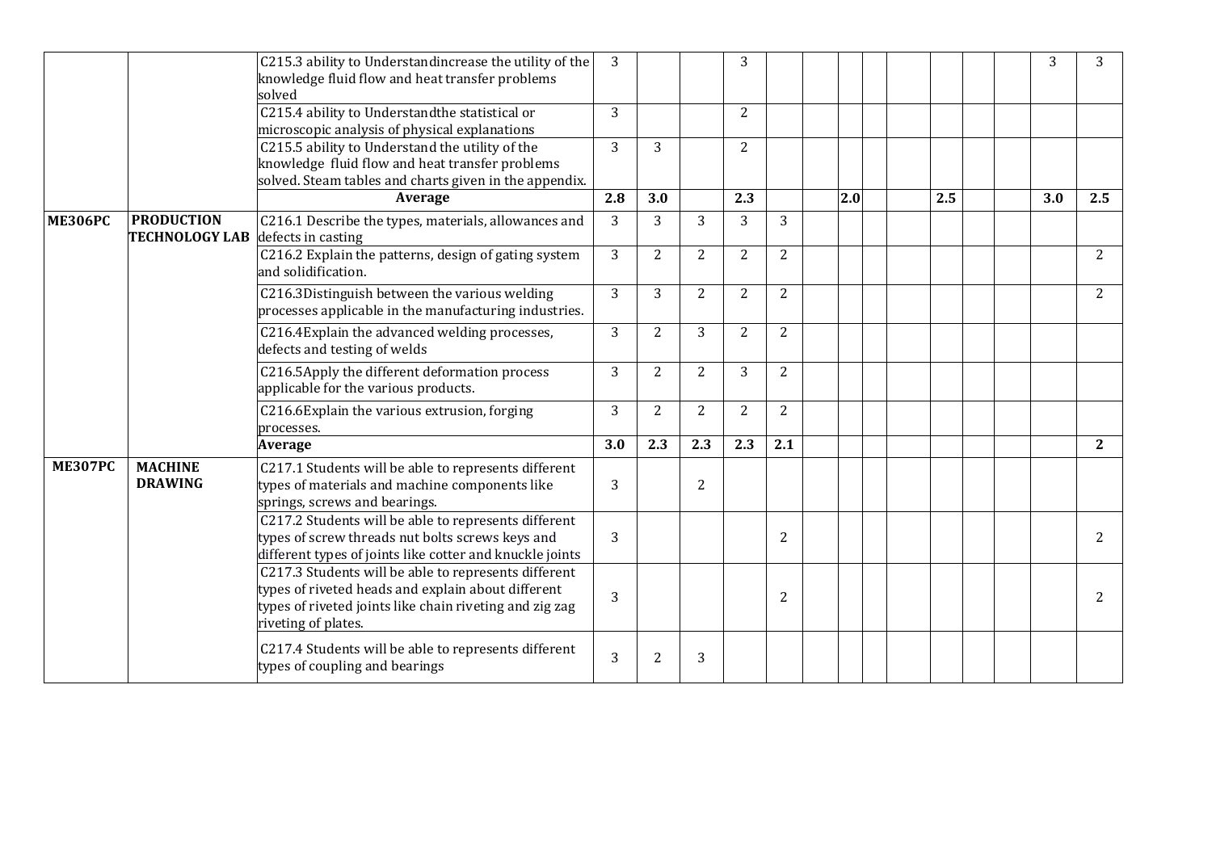| | | | | | | | | | | | | | | | | |
|---|---|---|---|---|---|---|---|---|---|---|---|---|---|---|---|---|
| | | C215.3 ability to Understandincrease the utility of the knowledge fluid flow and heat transfer problems solved | 3 | | | 3 | | | | | | | | | 3 | 3 |
| | | C215.4 ability to Understandthe statistical or microscopic analysis of physical explanations | 3 | | | 2 | | | | | | | | | | |
| | | C215.5 ability to Understand the utility of the knowledge fluid flow and heat transfer problems solved. Steam tables and charts given in the appendix. | 3 | 3 | | 2 | | | | | | | | | | |
| | | **Average** | **2.8** | **3.0** | | **2.3** | | | **2.0** | | | **2.5** | | | **3.0** | **2.5** |
| **ME306PC** | **PRODUCTION TECHNOLOGY LAB** | C216.1 Describe the types, materials, allowances and defects in casting | 3 | 3 | 3 | 3 | 3 | | | | | | | | | |
| | | C216.2 Explain the patterns, design of gating system and solidification. | 3 | 2 | 2 | 2 | 2 | | | | | | | | | 2 |
| | | C216.3Distinguish between the various welding processes applicable in the manufacturing industries. | 3 | 3 | 2 | 2 | 2 | | | | | | | | | 2 |
| | | C216.4Explain the advanced welding processes, defects and testing of welds | 3 | 2 | 3 | 2 | 2 | | | | | | | | | |
| | | C216.5Apply the different deformation process applicable for the various products. | 3 | 2 | 2 | 3 | 2 | | | | | | | | | |
| | | C216.6Explain the various extrusion, forging processes. | 3 | 2 | 2 | 2 | 2 | | | | | | | | | |
| | | **Average** | **3.0** | **2.3** | **2.3** | **2.3** | **2.1** | | | | | | | | | **2** |
| **ME307PC** | **MACHINE DRAWING** | C217.1 Students will be able to represents different types of materials and machine components like springs, screws and bearings. | 3 | | 2 | | | | | | | | | | | |
| | | C217.2 Students will be able to represents different types of screw threads nut bolts screws keys and different types of joints like cotter and knuckle joints | 3 | | | | 2 | | | | | | | | | 2 |
| | | C217.3 Students will be able to represents different types of riveted heads and explain about different types of riveted joints like chain riveting and zig zag riveting of plates. | 3 | | | | 2 | | | | | | | | | 2 |
| | | C217.4 Students will be able to represents different types of coupling and bearings | 3 | 2 | 3 | | | | | | | | | | | |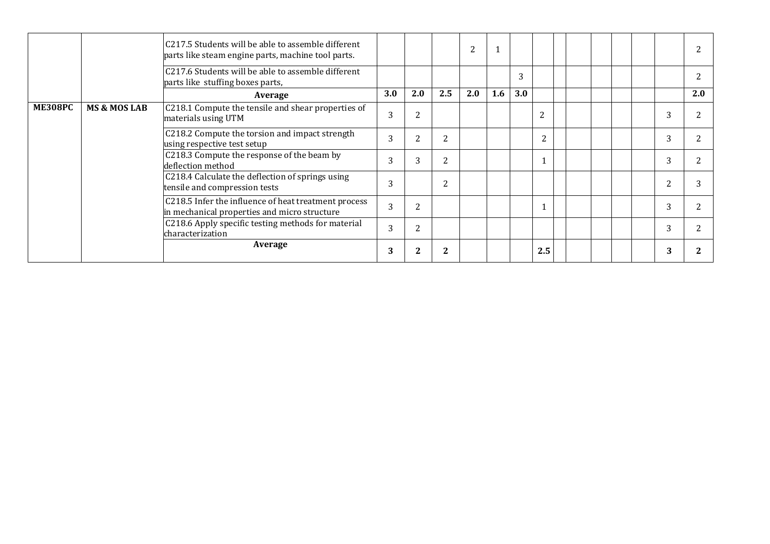| | | | | | | | | | | | | | | | | |
|---|---|---|---|---|---|---|---|---|---|---|---|---|---|---|---|---|
| | | C217.5 Students will be able to assemble different parts like steam engine parts, machine tool parts. | | | | 2 | 1 | | | | | | | | | 2 |
| | | C217.6 Students will be able to assemble different parts like stuffing boxes parts, | | | | | | 3 | | | | | | | | 2 |
| | | **Average** | **3.0** | **2.0** | **2.5** | **2.0** | **1.6** | **3.0** | | | | | | | | **2.0** |
| **ME308PC** | **MS & MOS LAB** | C218.1 Compute the tensile and shear properties of materials using UTM | 3 | 2 | | | | | 2 | | | | | | 3 | 2 |
| | | C218.2 Compute the torsion and impact strength using respective test setup | 3 | 2 | 2 | | | | 2 | | | | | | 3 | 2 |
| | | C218.3 Compute the response of the beam by deflection method | 3 | 3 | 2 | | | | 1 | | | | | | 3 | 2 |
| | | C218.4 Calculate the deflection of springs using tensile and compression tests | 3 | | 2 | | | | | | | | | | 2 | 3 |
| | | C218.5 Infer the influence of heat treatment process in mechanical properties and micro structure | 3 | 2 | | | | | 1 | | | | | | 3 | 2 |
| | | C218.6 Apply specific testing methods for material characterization | 3 | 2 | | | | | | | | | | | 3 | 2 |
| | | **Average** | **3** | **2** | **2** | | | | **2.5** | | | | | | **3** | **2** |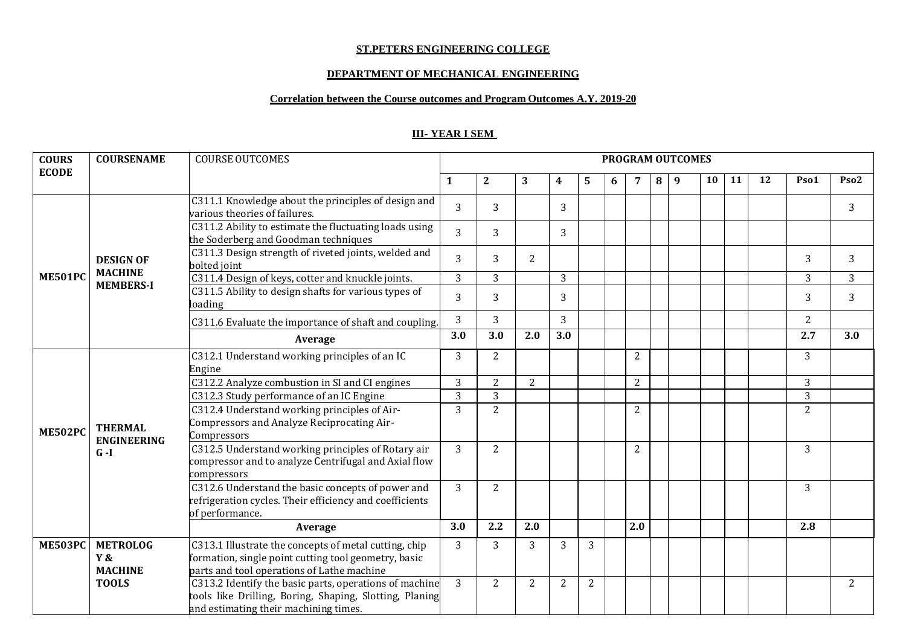**ST.PETERS ENGINEERING COLLEGE**

**DEPARTMENT OF MECHANICAL ENGINEERING**

**Correlation between the Course outcomes and Program Outcomes A.Y. 2019-20**

**III- YEAR I SEM**

| COURSECODE | COURSENAME | COURSE OUTCOMES | PROGRAM OUTCOMES | | | | | | | | | | | | | |
|---|---|---|---|---|---|---|---|---|---|---|---|---|---|---|---|---|
| | | | 1 | 2 | 3 | 4 | 5 | 6 | 7 | 8 | 9 | 10 | 11 | 12 | Pso1 | Pso2 |
| ME501PC | DESIGN OF MACHINE MEMBERS-I | C311.1 Knowledge about the principles of design and various theories of failures. | 3 | 3 | | 3 | | | | | | | | | | 3 |
| | | C311.2 Ability to estimate the fluctuating loads using the Soderberg and Goodman techniques | 3 | 3 | | 3 | | | | | | | | | | |
| | | C311.3 Design strength of riveted joints, welded and bolted joint | 3 | 3 | 2 | | | | | | | | | | 3 | 3 |
| | | C311.4 Design of keys, cotter and knuckle joints. | 3 | 3 | | 3 | | | | | | | | | 3 | 3 |
| | | C311.5 Ability to design shafts for various types of loading | 3 | 3 | | 3 | | | | | | | | | 3 | 3 |
| | | C311.6 Evaluate the importance of shaft and coupling. | 3 | 3 | | 3 | | | | | | | | | 2 | |
| | | **Average** | **3.0** | **3.0** | **2.0** | **3.0** | | | | | | | | | **2.7** | **3.0** |
| ME502PC | THERMAL ENGINEERING G -I | C312.1 Understand working principles of an IC Engine | 3 | 2 | | | | | 2 | | | | | | 3 | |
| | | C312.2 Analyze combustion in SI and CI engines | 3 | 2 | 2 | | | | 2 | | | | | | 3 | |
| | | C312.3 Study performance of an IC Engine | 3 | 3 | | | | | | | | | | | 3 | |
| | | C312.4 Understand working principles of Air-Compressors and Analyze Reciprocating Air-Compressors | 3 | 2 | | | | | 2 | | | | | | 2 | |
| | | C312.5 Understand working principles of Rotary air compressor and to analyze Centrifugal and Axial flow compressors | 3 | 2 | | | | | 2 | | | | | | 3 | |
| | | C312.6 Understand the basic concepts of power and refrigeration cycles. Their efficiency and coefficients of performance. | 3 | 2 | | | | | | | | | | | 3 | |
| | | **Average** | **3.0** | **2.2** | **2.0** | | | | **2.0** | | | | | | **2.8** | |
| ME503PC | METROLOGY & MACHINE TOOLS | C313.1 Illustrate the concepts of metal cutting, chip formation, single point cutting tool geometry, basic parts and tool operations of Lathe machine | 3 | 3 | 3 | 3 | 3 | | | | | | | | | |
| | | C313.2 Identify the basic parts, operations of machine tools like Drilling, Boring, Shaping, Slotting, Planing and estimating their machining times. | 3 | 2 | 2 | 2 | 2 | | | | | | | | | 2 |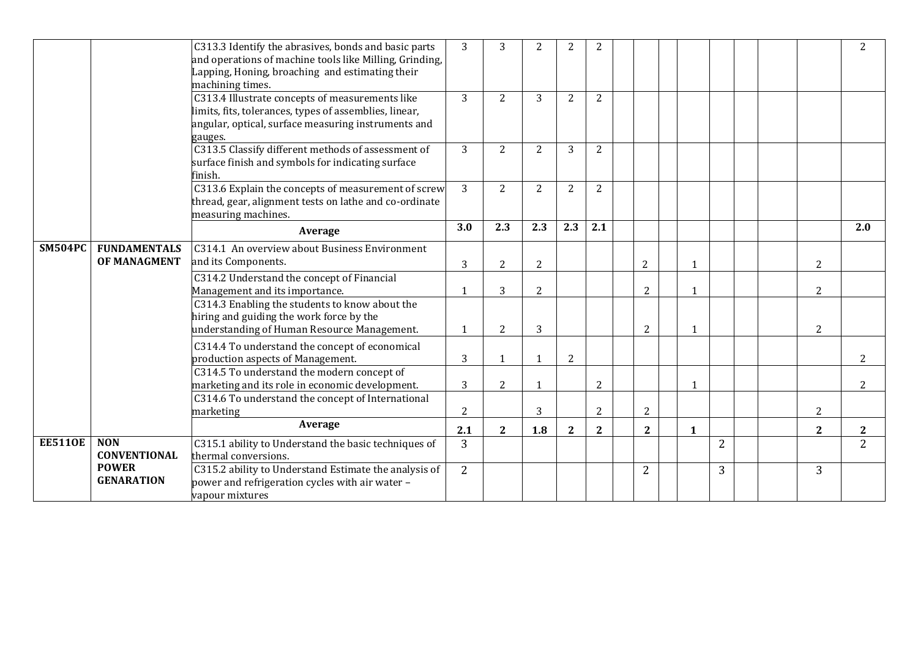| | | | | | | | | | | | | | | | | |
|---|---|---|---|---|---|---|---|---|---|---|---|---|---|---|---|---|
| | | C313.3 Identify the abrasives, bonds and basic parts and operations of machine tools like Milling, Grinding, Lapping, Honing, broaching and estimating their machining times. | 3 | 3 | 2 | 2 | 2 | | | | | | | | | 2 |
| | | C313.4 Illustrate concepts of measurements like limits, fits, tolerances, types of assemblies, linear, angular, optical, surface measuring instruments and gauges. | 3 | 2 | 3 | 2 | 2 | | | | | | | | | |
| | | C313.5 Classify different methods of assessment of surface finish and symbols for indicating surface finish. | 3 | 2 | 2 | 3 | 2 | | | | | | | | | |
| | | C313.6 Explain the concepts of measurement of screw thread, gear, alignment tests on lathe and co-ordinate measuring machines. | 3 | 2 | 2 | 2 | 2 | | | | | | | | | |
| | | **Average** | **3.0** | **2.3** | **2.3** | **2.3** | **2.1** | | | | | | | | | **2.0** |
| **SM504PC** | **FUNDAMENTALS OF MANAGMENT** | C314.1 An overview about Business Environment and its Components. | 3 | 2 | 2 | | | | 2 | | 1 | | | | 2 | |
| | | C314.2 Understand the concept of Financial Management and its importance. | 1 | 3 | 2 | | | | 2 | | 1 | | | | 2 | |
| | | C314.3 Enabling the students to know about the hiring and guiding the work force by the understanding of Human Resource Management. | 1 | 2 | 3 | | | | 2 | | 1 | | | | 2 | |
| | | C314.4 To understand the concept of economical production aspects of Management. | 3 | 1 | 1 | 2 | | | | | | | | | | 2 |
| | | C314.5 To understand the modern concept of marketing and its role in economic development. | 3 | 2 | 1 | | 2 | | | | 1 | | | | | 2 |
| | | C314.6 To understand the concept of International marketing | 2 | | 3 | | 2 | | 2 | | | | | | 2 | |
| | | **Average** | **2.1** | **2** | **1.8** | **2** | **2** | | **2** | | **1** | | | | **2** | **2** |
| **EE511OE** | **NON CONVENTIONAL POWER GENARATION** | C315.1 ability to Understand the basic techniques of thermal conversions. | 3 | | | | | | | | | 2 | | | | 2 |
| | | C315.2 ability to Understand Estimate the analysis of power and refrigeration cycles with air water – vapour mixtures | 2 | | | | | | 2 | | | 3 | | | 3 | |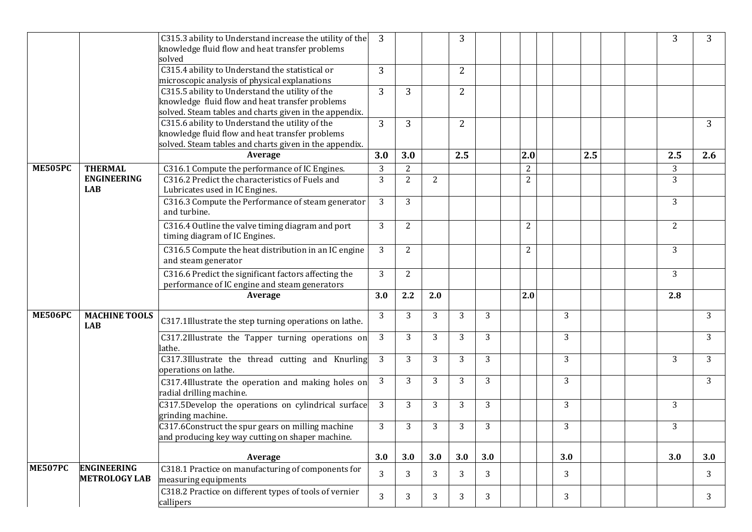| | | | | | | | | | | | | | | | | |
|---|---|---|---|---|---|---|---|---|---|---|---|---|---|---|---|---|
| | | C315.3 ability to Understand increase the utility of the knowledge fluid flow and heat transfer problems solved | 3 | | | 3 | | | | | | | | | 3 | 3 |
| | | C315.4 ability to Understand the statistical or microscopic analysis of physical explanations | 3 | | | 2 | | | | | | | | | | |
| | | C315.5 ability to Understand the utility of the knowledge fluid flow and heat transfer problems solved. Steam tables and charts given in the appendix. | 3 | 3 | | 2 | | | | | | | | | | |
| | | C315.6 ability to Understand the utility of the knowledge fluid flow and heat transfer problems solved. Steam tables and charts given in the appendix. | 3 | 3 | | 2 | | | | | | | | | | 3 |
| | | **Average** | **3.0** | **3.0** | | **2.5** | | | **2.0** | | | **2.5** | | | **2.5** | **2.6** |
| **ME505PC** | **THERMAL ENGINEERING LAB** | C316.1 Compute the performance of IC Engines. | 3 | 2 | | | | | 2 | | | | | | 3 | |
| | | C316.2 Predict the characteristics of Fuels and Lubricates used in IC Engines. | 3 | 2 | 2 | | | | 2 | | | | | | 3 | |
| | | C316.3 Compute the Performance of steam generator and turbine. | 3 | 3 | | | | | | | | | | | 3 | |
| | | C316.4 Outline the valve timing diagram and port timing diagram of IC Engines. | 3 | 2 | | | | | 2 | | | | | | 2 | |
| | | C316.5 Compute the heat distribution in an IC engine and steam generator | 3 | 2 | | | | | 2 | | | | | | 3 | |
| | | C316.6 Predict the significant factors affecting the performance of IC engine and steam generators | 3 | 2 | | | | | | | | | | | 3 | |
| | | **Average** | **3.0** | **2.2** | **2.0** | | | | **2.0** | | | | | | **2.8** | |
| **ME506PC** | **MACHINE TOOLS LAB** | C317.1Illustrate the step turning operations on lathe. | 3 | 3 | 3 | 3 | 3 | | | | 3 | | | | | 3 |
| | | C317.2Illustrate the Tapper turning operations on lathe. | 3 | 3 | 3 | 3 | 3 | | | | 3 | | | | | 3 |
| | | C317.3Illustrate the thread cutting and Knurling operations on lathe. | 3 | 3 | 3 | 3 | 3 | | | | 3 | | | | 3 | 3 |
| | | C317.4Illustrate the operation and making holes on radial drilling machine. | 3 | 3 | 3 | 3 | 3 | | | | 3 | | | | | 3 |
| | | C317.5Develop the operations on cylindrical surface grinding machine. | 3 | 3 | 3 | 3 | 3 | | | | 3 | | | | 3 | |
| | | C317.6Construct the spur gears on milling machine and producing key way cutting on shaper machine. | 3 | 3 | 3 | 3 | 3 | | | | 3 | | | | 3 | |
| | | **Average** | **3.0** | **3.0** | **3.0** | **3.0** | **3.0** | | | | **3.0** | | | | **3.0** | **3.0** |
| **ME507PC** | **ENGINEERING METROLOGY LAB** | C318.1 Practice on manufacturing of components for measuring equipments | 3 | 3 | 3 | 3 | 3 | | | | 3 | | | | | 3 |
| | | C318.2 Practice on different types of tools of vernier callipers | 3 | 3 | 3 | 3 | 3 | | | | 3 | | | | | 3 |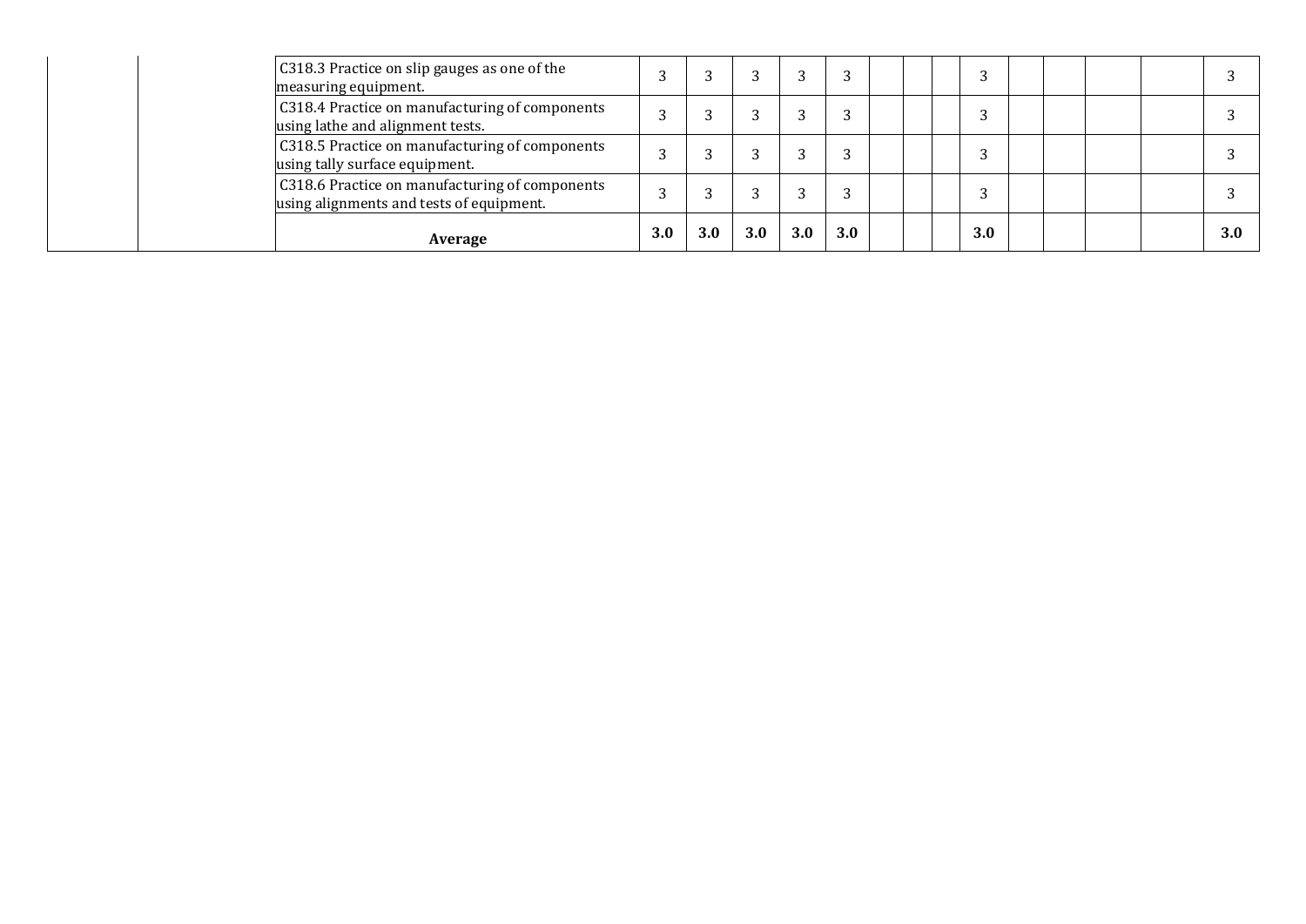| | | | | | | | | | | | | | | | | |
|---|---|---|---|---|---|---|---|---|---|---|---|---|---|---|---|---|
| | | C318.3 Practice on slip gauges as one of the measuring equipment. | 3 | 3 | 3 | 3 | 3 | | | | 3 | | | | | 3 |
| | | C318.4 Practice on manufacturing of components using lathe and alignment tests. | 3 | 3 | 3 | 3 | 3 | | | | 3 | | | | | 3 |
| | | C318.5 Practice on manufacturing of components using tally surface equipment. | 3 | 3 | 3 | 3 | 3 | | | | 3 | | | | | 3 |
| | | C318.6 Practice on manufacturing of components using alignments and tests of equipment. | 3 | 3 | 3 | 3 | 3 | | | | 3 | | | | | 3 |
| | | **Average** | **3.0** | **3.0** | **3.0** | **3.0** | **3.0** | | | | **3.0** | | | | | **3.0** |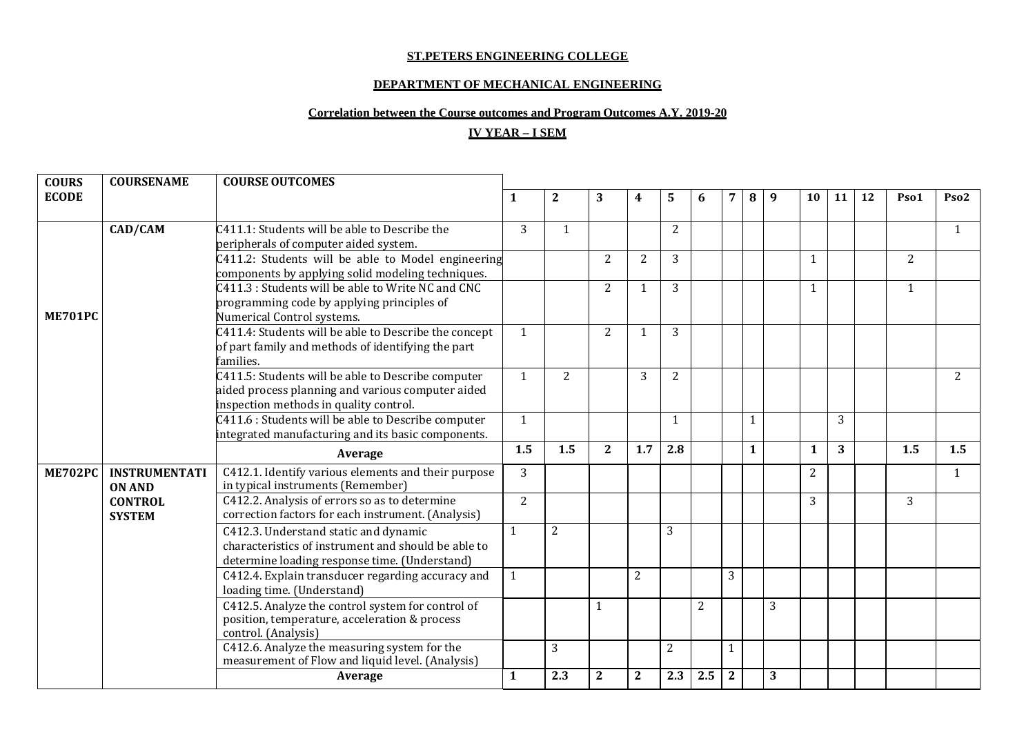**ST.PETERS ENGINEERING COLLEGE**

**DEPARTMENT OF MECHANICAL ENGINEERING**

**Correlation between the Course outcomes and Program Outcomes A.Y. 2019-20**

**IV YEAR – I SEM**

| COURSE CODE | COURSENAME | COURSE OUTCOMES | 1 | 2 | 3 | 4 | 5 | 6 | 7 | 8 | 9 | 10 | 11 | 12 | Pso1 | Pso2 |
|---|---|---|---|---|---|---|---|---|---|---|---|---|---|---|---|---|
| ME701PC | CAD/CAM | C411.1: Students will be able to Describe the peripherals of computer aided system. | 3 | 1 | | | 2 | | | | | | | | | 1 |
| | | C411.2: Students will be able to Model engineering components by applying solid modeling techniques. | | | 2 | 2 | 3 | | | | | 1 | | | 2 | |
| | | C411.3 : Students will be able to Write NC and CNC programming code by applying principles of Numerical Control systems. | | | 2 | 1 | 3 | | | | | 1 | | | 1 | |
| | | C411.4: Students will be able to Describe the concept of part family and methods of identifying the part families. | 1 | | 2 | 1 | 3 | | | | | | | | | |
| | | C411.5: Students will be able to Describe computer aided process planning and various computer aided inspection methods in quality control. | 1 | 2 | | 3 | 2 | | | | | | | | | 2 |
| | | C411.6 : Students will be able to Describe computer integrated manufacturing and its basic components. | 1 | | | | 1 | | | 1 | | | 3 | | | |
| | | **Average** | **1.5** | **1.5** | **2** | **1.7** | **2.8** | | | **1** | | **1** | **3** | | **1.5** | **1.5** |
| ME702PC | INSTRUMENTATION AND CONTROL SYSTEM | C412.1. Identify various elements and their purpose in typical instruments (Remember) | 3 | | | | | | | | | 2 | | | | 1 |
| | | C412.2. Analysis of errors so as to determine correction factors for each instrument. (Analysis) | 2 | | | | | | | | | 3 | | | 3 | |
| | | C412.3. Understand static and dynamic characteristics of instrument and should be able to determine loading response time. (Understand) | 1 | 2 | | | 3 | | | | | | | | | |
| | | C412.4. Explain transducer regarding accuracy and loading time. (Understand) | 1 | | | 2 | | | 3 | | | | | | | |
| | | C412.5. Analyze the control system for control of position, temperature, acceleration & process control. (Analysis) | | | 1 | | | 2 | | | 3 | | | | | |
| | | C412.6. Analyze the measuring system for the measurement of Flow and liquid level. (Analysis) | | 3 | | | 2 | | 1 | | | | | | | |
| | | **Average** | **1** | **2.3** | **2** | **2** | **2.3** | **2.5** | **2** | | **3** | | | | | |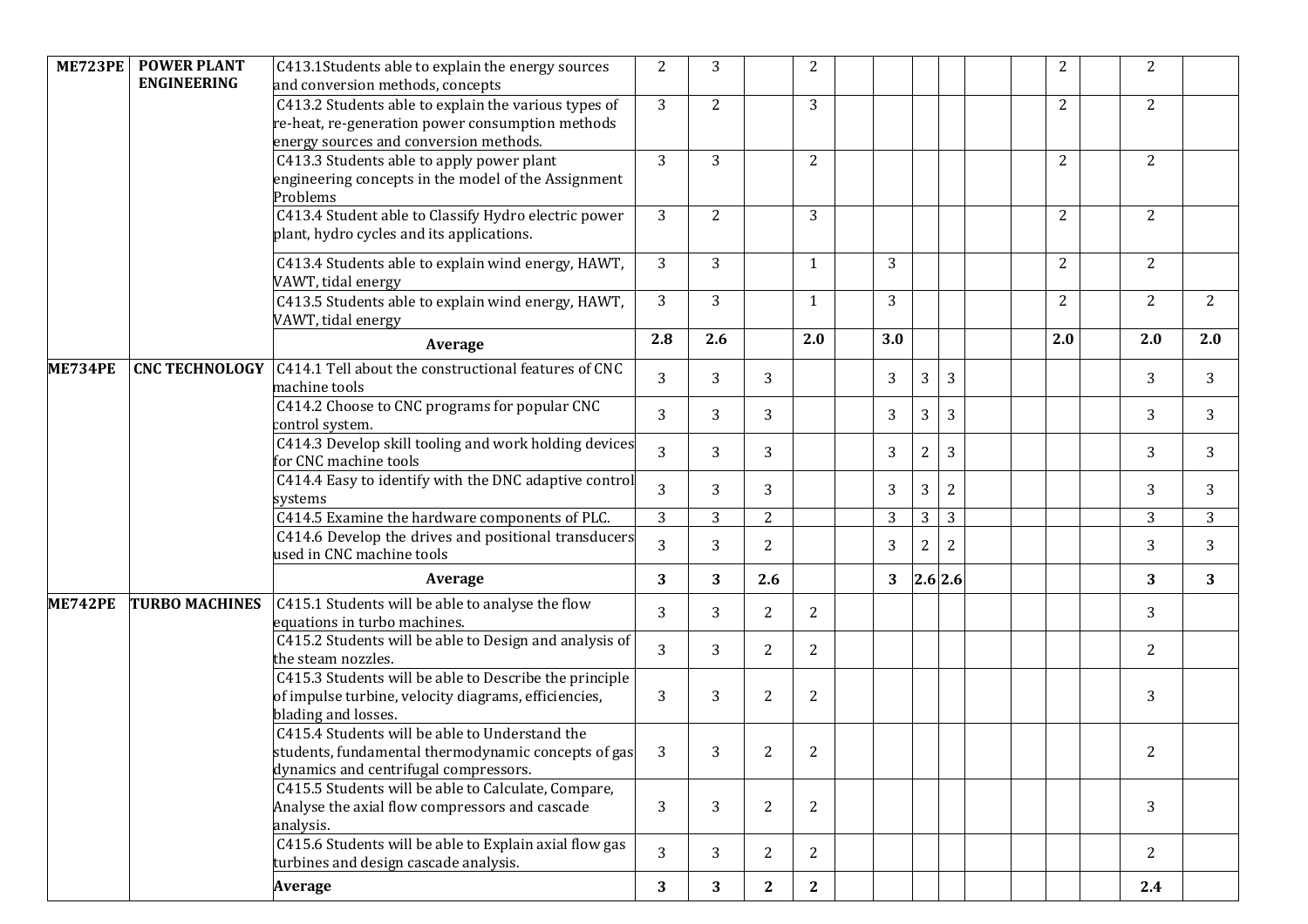| Course Code | Course Name | Course Outcome | | | | | | | | | | | | | | |
|---|---|---|---|---|---|---|---|---|---|---|---|---|---|---|---|---|
| ME723PE | POWER PLANT ENGINEERING | C413.1Students able to explain the energy sources and conversion methods, concepts | 2 | 3 | | 2 | | | | | | | 2 | | 2 | |
| | | C413.2 Students able to explain the various types of re-heat, re-generation power consumption methods energy sources and conversion methods. | 3 | 2 | | 3 | | | | | | | 2 | | 2 | |
| | | C413.3 Students able to apply power plant engineering concepts in the model of the Assignment Problems | 3 | 3 | | 2 | | | | | | | 2 | | 2 | |
| | | C413.4 Student able to Classify Hydro electric power plant, hydro cycles and its applications. | 3 | 2 | | 3 | | | | | | | 2 | | 2 | |
| | | C413.4 Students able to explain wind energy, HAWT, VAWT, tidal energy | 3 | 3 | | 1 | | 3 | | | | | 2 | | 2 | |
| | | C413.5 Students able to explain wind energy, HAWT, VAWT, tidal energy | 3 | 3 | | 1 | | 3 | | | | | 2 | | 2 | 2 |
| | | **Average** | **2.8** | **2.6** | | **2.0** | | **3.0** | | | | | **2.0** | | **2.0** | **2.0** |
| ME734PE | CNC TECHNOLOGY | C414.1 Tell about the constructional features of CNC machine tools | 3 | 3 | 3 | | | 3 | 3 | 3 | | | | | 3 | 3 |
| | | C414.2 Choose to CNC programs for popular CNC control system. | 3 | 3 | 3 | | | 3 | 3 | 3 | | | | | 3 | 3 |
| | | C414.3 Develop skill tooling and work holding devices for CNC machine tools | 3 | 3 | 3 | | | 3 | 2 | 3 | | | | | 3 | 3 |
| | | C414.4 Easy to identify with the DNC adaptive control systems | 3 | 3 | 3 | | | 3 | 3 | 2 | | | | | 3 | 3 |
| | | C414.5 Examine the hardware components of PLC. | 3 | 3 | 2 | | | 3 | 3 | 3 | | | | | 3 | 3 |
| | | C414.6 Develop the drives and positional transducers used in CNC machine tools | 3 | 3 | 2 | | | 3 | 2 | 2 | | | | | 3 | 3 |
| | | **Average** | **3** | **3** | **2.6** | | | **3** | **2.6** | **2.6** | | | | | **3** | **3** |
| ME742PE | TURBO MACHINES | C415.1 Students will be able to analyse the flow equations in turbo machines. | 3 | 3 | 2 | 2 | | | | | | | | | 3 | |
| | | C415.2 Students will be able to Design and analysis of the steam nozzles. | 3 | 3 | 2 | 2 | | | | | | | | | 2 | |
| | | C415.3 Students will be able to Describe the principle of impulse turbine, velocity diagrams, efficiencies, blading and losses. | 3 | 3 | 2 | 2 | | | | | | | | | 3 | |
| | | C415.4 Students will be able to Understand the students, fundamental thermodynamic concepts of gas dynamics and centrifugal compressors. | 3 | 3 | 2 | 2 | | | | | | | | | 2 | |
| | | C415.5 Students will be able to Calculate, Compare, Analyse the axial flow compressors and cascade analysis. | 3 | 3 | 2 | 2 | | | | | | | | | 3 | |
| | | C415.6 Students will be able to Explain axial flow gas turbines and design cascade analysis. | 3 | 3 | 2 | 2 | | | | | | | | | 2 | |
| | | **Average** | **3** | **3** | **2** | **2** | | | | | | | | | **2.4** | |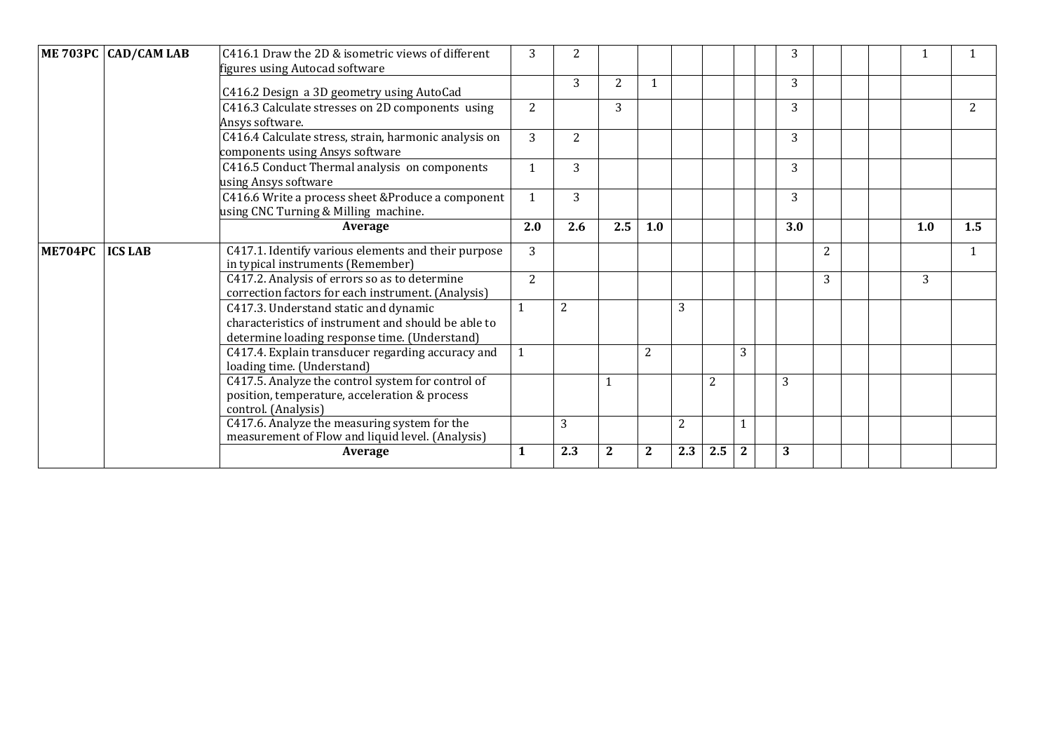| | | | | | | | | | | | | | | | | |
|---|---|---|---|---|---|---|---|---|---|---|---|---|---|---|---|---|
| **ME 703PC** | **CAD/CAM LAB** | C416.1 Draw the 2D & isometric views of different figures using Autocad software | 3 | 2 | | | | | | | 3 | | | | 1 | 1 |
| | | C416.2 Design a 3D geometry using AutoCad | | 3 | 2 | 1 | | | | | 3 | | | | | |
| | | C416.3 Calculate stresses on 2D components using Ansys software. | 2 | | 3 | | | | | | 3 | | | | | 2 |
| | | C416.4 Calculate stress, strain, harmonic analysis on components using Ansys software | 3 | 2 | | | | | | | 3 | | | | | |
| | | C416.5 Conduct Thermal analysis on components using Ansys software | 1 | 3 | | | | | | | 3 | | | | | |
| | | C416.6 Write a process sheet &Produce a component using CNC Turning & Milling machine. | 1 | 3 | | | | | | | 3 | | | | | |
| | | **Average** | **2.0** | **2.6** | **2.5** | **1.0** | | | | | **3.0** | | | | **1.0** | **1.5** |
| **ME704PC** | **ICS LAB** | C417.1. Identify various elements and their purpose in typical instruments (Remember) | 3 | | | | | | | | | 2 | | | | 1 |
| | | C417.2. Analysis of errors so as to determine correction factors for each instrument. (Analysis) | 2 | | | | | | | | | 3 | | | 3 | |
| | | C417.3. Understand static and dynamic characteristics of instrument and should be able to determine loading response time. (Understand) | 1 | 2 | | | 3 | | | | | | | | | |
| | | C417.4. Explain transducer regarding accuracy and loading time. (Understand) | 1 | | | 2 | | | 3 | | | | | | | |
| | | C417.5. Analyze the control system for control of position, temperature, acceleration & process control. (Analysis) | | | 1 | | | 2 | | | 3 | | | | | |
| | | C417.6. Analyze the measuring system for the measurement of Flow and liquid level. (Analysis) | | 3 | | | 2 | | 1 | | | | | | | |
| | | **Average** | **1** | **2.3** | **2** | **2** | **2.3** | **2.5** | **2** | | **3** | | | | | |